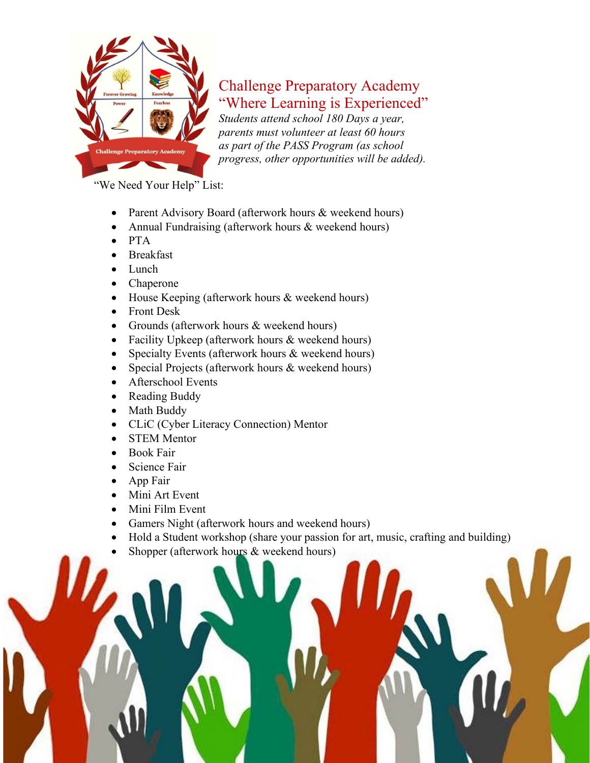# Challenge Preparatory Academy
## "Where Learning is Experienced"

*Students attend school 180 Days a year, parents must volunteer at least 60 hours as part of the PASS Program (as school progress, other opportunities will be added).*

"We Need Your Help" List:

- Parent Advisory Board (afterwork hours & weekend hours)
- Annual Fundraising (afterwork hours & weekend hours)
- PTA
- Breakfast
- Lunch
- Chaperone
- House Keeping (afterwork hours & weekend hours)
- Front Desk
- Grounds (afterwork hours & weekend hours)
- Facility Upkeep (afterwork hours & weekend hours)
- Specialty Events (afterwork hours & weekend hours)
- Special Projects (afterwork hours & weekend hours)
- Afterschool Events
- Reading Buddy
- Math Buddy
- CLiC (Cyber Literacy Connection) Mentor
- STEM Mentor
- Book Fair
- Science Fair
- App Fair
- Mini Art Event
- Mini Film Event
- Gamers Night (afterwork hours and weekend hours)
- Hold a Student workshop (share your passion for art, music, crafting and building)
- Shopper (afterwork hours & weekend hours)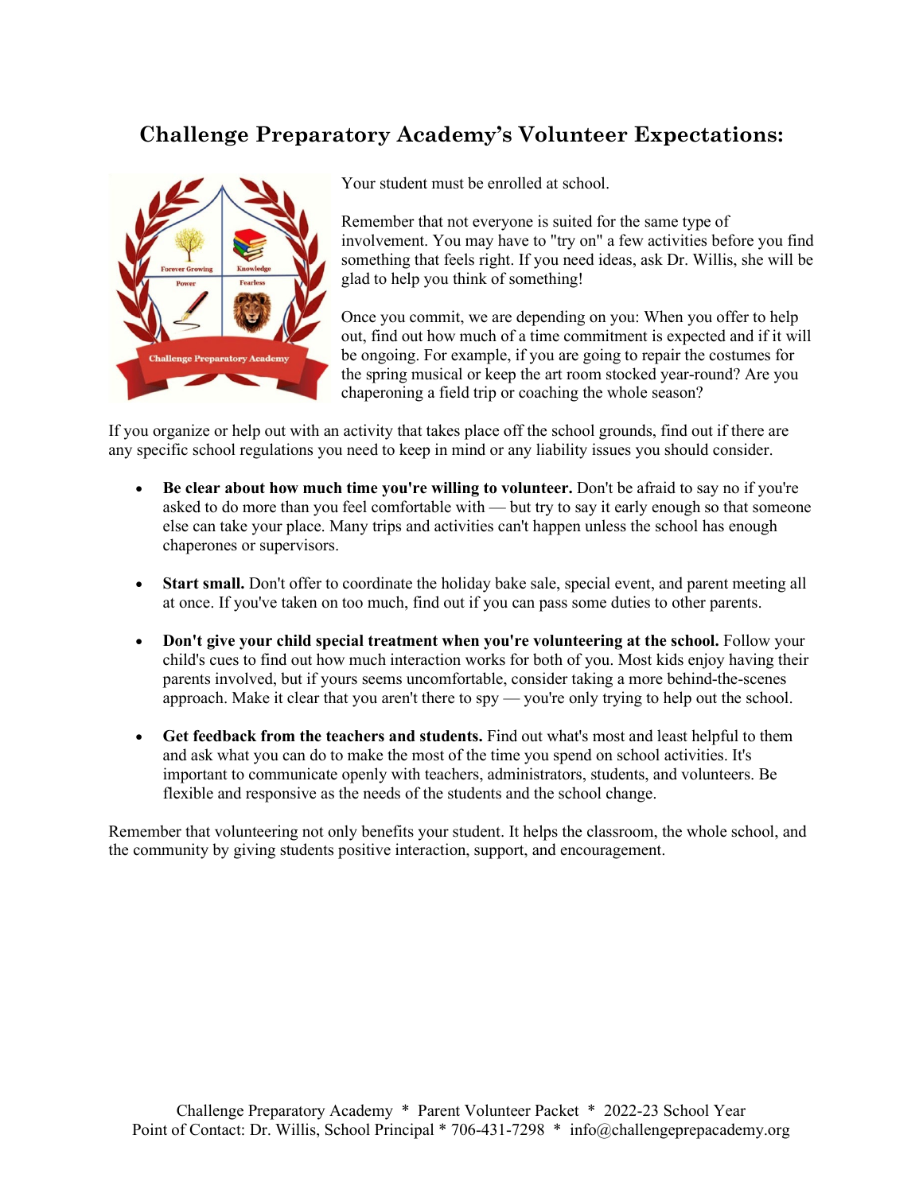## Challenge Preparatory Academy's Volunteer Expectations:

Your student must be enrolled at school.

Remember that not everyone is suited for the same type of involvement. You may have to "try on" a few activities before you find something that feels right. If you need ideas, ask Dr. Willis, she will be glad to help you think of something!

Once you commit, we are depending on you: When you offer to help out, find out how much of a time commitment is expected and if it will be ongoing. For example, if you are going to repair the costumes for the spring musical or keep the art room stocked year-round? Are you chaperoning a field trip or coaching the whole season?

If you organize or help out with an activity that takes place off the school grounds, find out if there are any specific school regulations you need to keep in mind or any liability issues you should consider.

- **Be clear about how much time you're willing to volunteer.** Don't be afraid to say no if you're asked to do more than you feel comfortable with — but try to say it early enough so that someone else can take your place. Many trips and activities can't happen unless the school has enough chaperones or supervisors.

- **Start small.** Don't offer to coordinate the holiday bake sale, special event, and parent meeting all at once. If you've taken on too much, find out if you can pass some duties to other parents.

- **Don't give your child special treatment when you're volunteering at the school.** Follow your child's cues to find out how much interaction works for both of you. Most kids enjoy having their parents involved, but if yours seems uncomfortable, consider taking a more behind-the-scenes approach. Make it clear that you aren't there to spy — you're only trying to help out the school.

- **Get feedback from the teachers and students.** Find out what's most and least helpful to them and ask what you can do to make the most of the time you spend on school activities. It's important to communicate openly with teachers, administrators, students, and volunteers. Be flexible and responsive as the needs of the students and the school change.

Remember that volunteering not only benefits your student. It helps the classroom, the whole school, and the community by giving students positive interaction, support, and encouragement.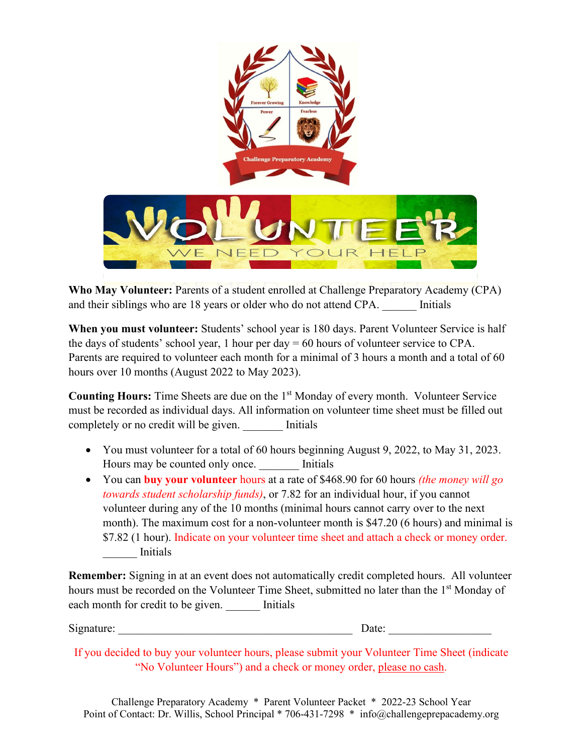Who May Volunteer: Parents of a student enrolled at Challenge Preparatory Academy (CPA) and their siblings who are 18 years or older who do not attend CPA. ______ Initials

**When you must volunteer:** Students' school year is 180 days. Parent Volunteer Service is half the days of students' school year, 1 hour per day = 60 hours of volunteer service to CPA. Parents are required to volunteer each month for a minimal of 3 hours a month and a total of 60 hours over 10 months (August 2022 to May 2023).

**Counting Hours:** Time Sheets are due on the 1st Monday of every month. Volunteer Service must be recorded as individual days. All information on volunteer time sheet must be filled out completely or no credit will be given. _______ Initials

- You must volunteer for a total of 60 hours beginning August 9, 2022, to May 31, 2023. Hours may be counted only once. _______ Initials
- You can **buy your volunteer** hours at a rate of $468.90 for 60 hours *(the money will go towards student scholarship funds)*, or 7.82 for an individual hour, if you cannot volunteer during any of the 10 months (minimal hours cannot carry over to the next month). The maximum cost for a non-volunteer month is $47.20 (6 hours) and minimal is $7.82 (1 hour). Indicate on your volunteer time sheet and attach a check or money order. ______ Initials

**Remember:** Signing in at an event does not automatically credit completed hours. All volunteer hours must be recorded on the Volunteer Time Sheet, submitted no later than the 1st Monday of each month for credit to be given. ______ Initials

Signature: ________________________________________ Date: __________________

If you decided to buy your volunteer hours, please submit your Volunteer Time Sheet (indicate "No Volunteer Hours") and a check or money order, please no cash.

Challenge Preparatory Academy * Parent Volunteer Packet * 2022-23 School Year
Point of Contact: Dr. Willis, School Principal * 706-431-7298 * info@challengeprepacademy.org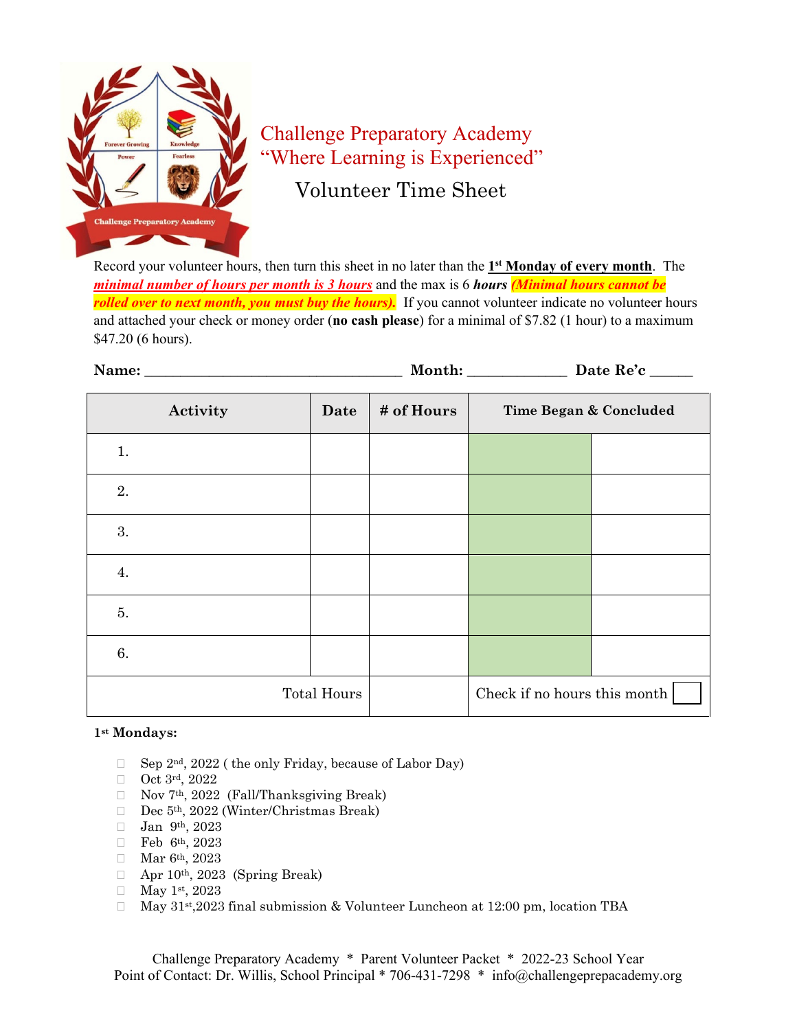# Challenge Preparatory Academy
## "Where Learning is Experienced"
## Volunteer Time Sheet

Record your volunteer hours, then turn this sheet in no later than the **1st Monday of every month**. The ***minimal number of hours per month is 3 hours*** and the max is 6 ***hours*** ***(Minimal hours cannot be rolled over to next month, you must buy the hours).*** If you cannot volunteer indicate no volunteer hours and attached your check or money order (**no cash please**) for a minimal of $7.82 (1 hour) to a maximum $47.20 (6 hours).

**Name:** ___________________________________ **Month:** _____________ **Date Re'c** ______

| Activity | Date | # of Hours | Time Began & Concluded | |
|---|---|---|---|---|
| 1. | | | | |
| 2. | | | | |
| 3. | | | | |
| 4. | | | | |
| 5. | | | | |
| 6. | | | | |
| Total Hours | | | Check if no hours this month ☐ | |

**1st Mondays:**

- Sep 2nd, 2022 ( the only Friday, because of Labor Day)
- Oct 3rd, 2022
- Nov 7th, 2022 (Fall/Thanksgiving Break)
- Dec 5th, 2022 (Winter/Christmas Break)
- Jan 9th, 2023
- Feb 6th, 2023
- Mar 6th, 2023
- Apr 10th, 2023 (Spring Break)
- May 1st, 2023
- May 31st,2023 final submission & Volunteer Luncheon at 12:00 pm, location TBA

Challenge Preparatory Academy * Parent Volunteer Packet * 2022-23 School Year
Point of Contact: Dr. Willis, School Principal * 706-431-7298 * info@challengeprepacademy.org